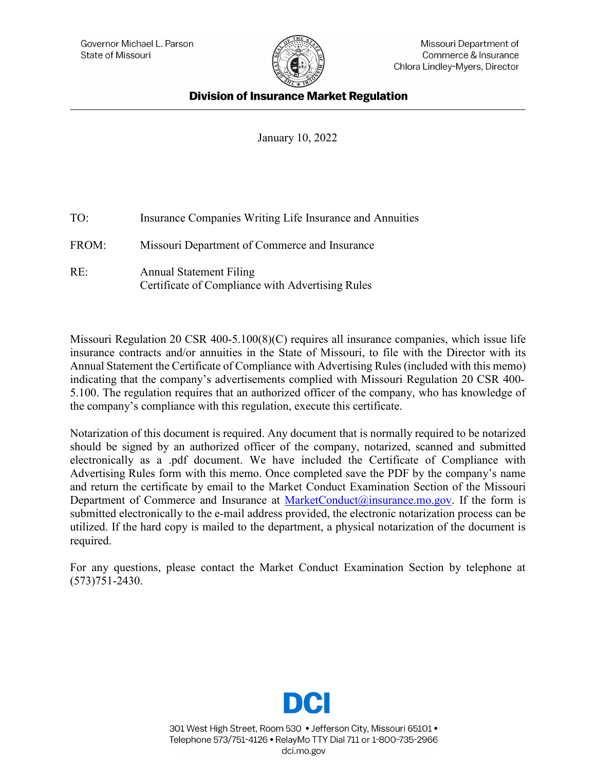Governor Michael L. Parson
State of Missouri

Missouri Department of
Commerce & Insurance
Chlora Lindley-Myers, Director

**Division of Insurance Market Regulation**

January 10, 2022

TO: Insurance Companies Writing Life Insurance and Annuities

FROM: Missouri Department of Commerce and Insurance

RE: Annual Statement Filing
Certificate of Compliance with Advertising Rules

Missouri Regulation 20 CSR 400-5.100(8)(C) requires all insurance companies, which issue life insurance contracts and/or annuities in the State of Missouri, to file with the Director with its Annual Statement the Certificate of Compliance with Advertising Rules (included with this memo) indicating that the company's advertisements complied with Missouri Regulation 20 CSR 400-5.100. The regulation requires that an authorized officer of the company, who has knowledge of the company's compliance with this regulation, execute this certificate.

Notarization of this document is required. Any document that is normally required to be notarized should be signed by an authorized officer of the company, notarized, scanned and submitted electronically as a .pdf document. We have included the Certificate of Compliance with Advertising Rules form with this memo. Once completed save the PDF by the company's name and return the certificate by email to the Market Conduct Examination Section of the Missouri Department of Commerce and Insurance at MarketConduct@insurance.mo.gov. If the form is submitted electronically to the e-mail address provided, the electronic notarization process can be utilized. If the hard copy is mailed to the department, a physical notarization of the document is required.

For any questions, please contact the Market Conduct Examination Section by telephone at (573)751-2430.

DCI

301 West High Street, Room 530 • Jefferson City, Missouri 65101 •
Telephone 573/751-4126 • RelayMo TTY Dial 711 or 1-800-735-2966
dci.mo.gov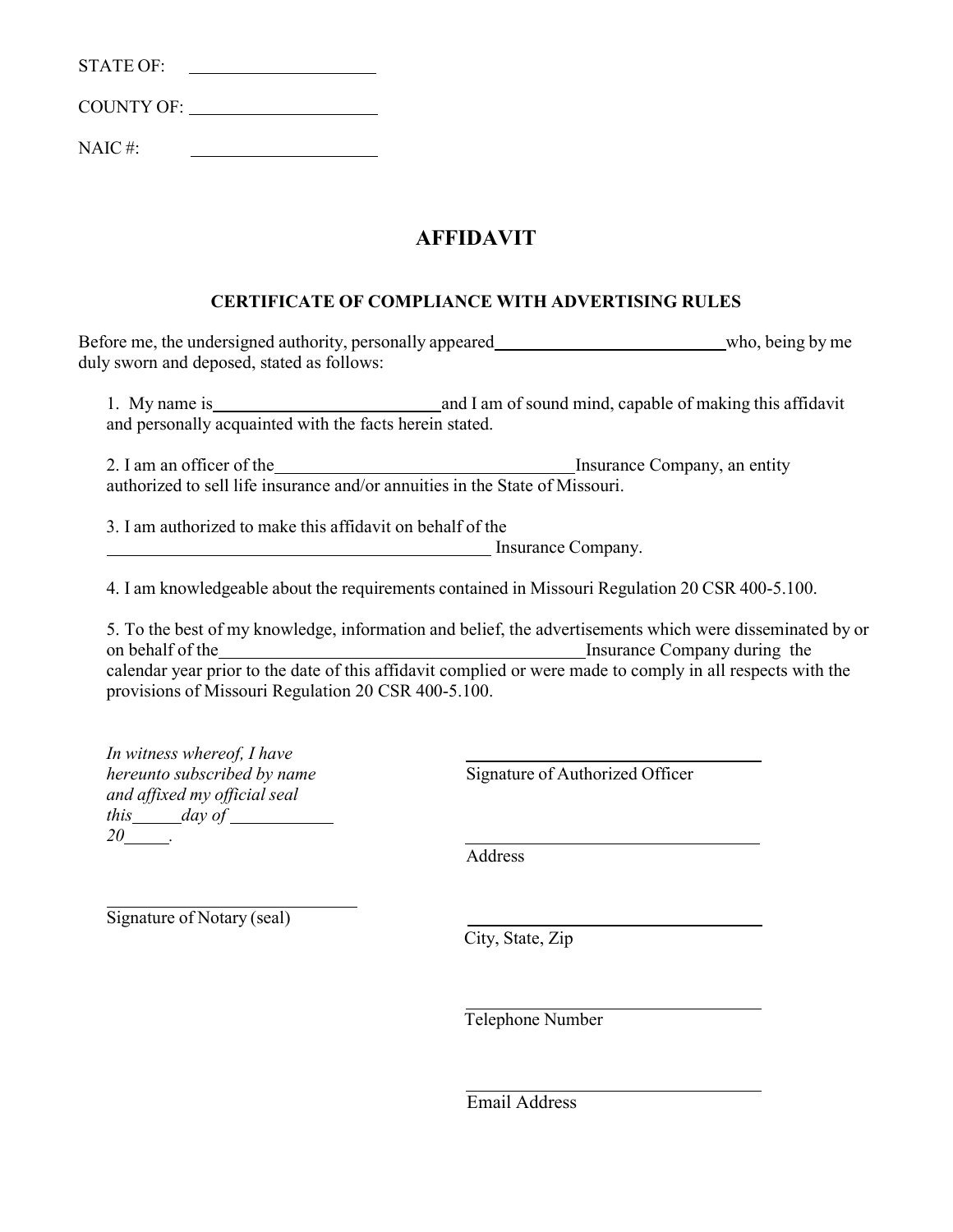STATE OF: ____________________

COUNTY OF: ____________________

NAIC #: ____________________

# AFFIDAVIT

## CERTIFICATE OF COMPLIANCE WITH ADVERTISING RULES

Before me, the undersigned authority, personally appeared __________________________ who, being by me duly sworn and deposed, stated as follows:

1. My name is __________________________ and I am of sound mind, capable of making this affidavit and personally acquainted with the facts herein stated.

2. I am an officer of the __________________________________ Insurance Company, an entity authorized to sell life insurance and/or annuities in the State of Missouri.

3. I am authorized to make this affidavit on behalf of the _____________________________________________ Insurance Company.

4. I am knowledgeable about the requirements contained in Missouri Regulation 20 CSR 400-5.100.

5. To the best of my knowledge, information and belief, the advertisements which were disseminated by or on behalf of the _________________________________________ Insurance Company during the calendar year prior to the date of this affidavit complied or were made to comply in all respects with the provisions of Missouri Regulation 20 CSR 400-5.100.

*In witness whereof, I have hereunto subscribed by name and affixed my official seal this_____day of ___________ 20_____.*

______________________________
Signature of Notary (seal)

__________________________________
Signature of Authorized Officer

__________________________________
Address

__________________________________
City, State, Zip

__________________________________
Telephone Number

__________________________________
Email Address